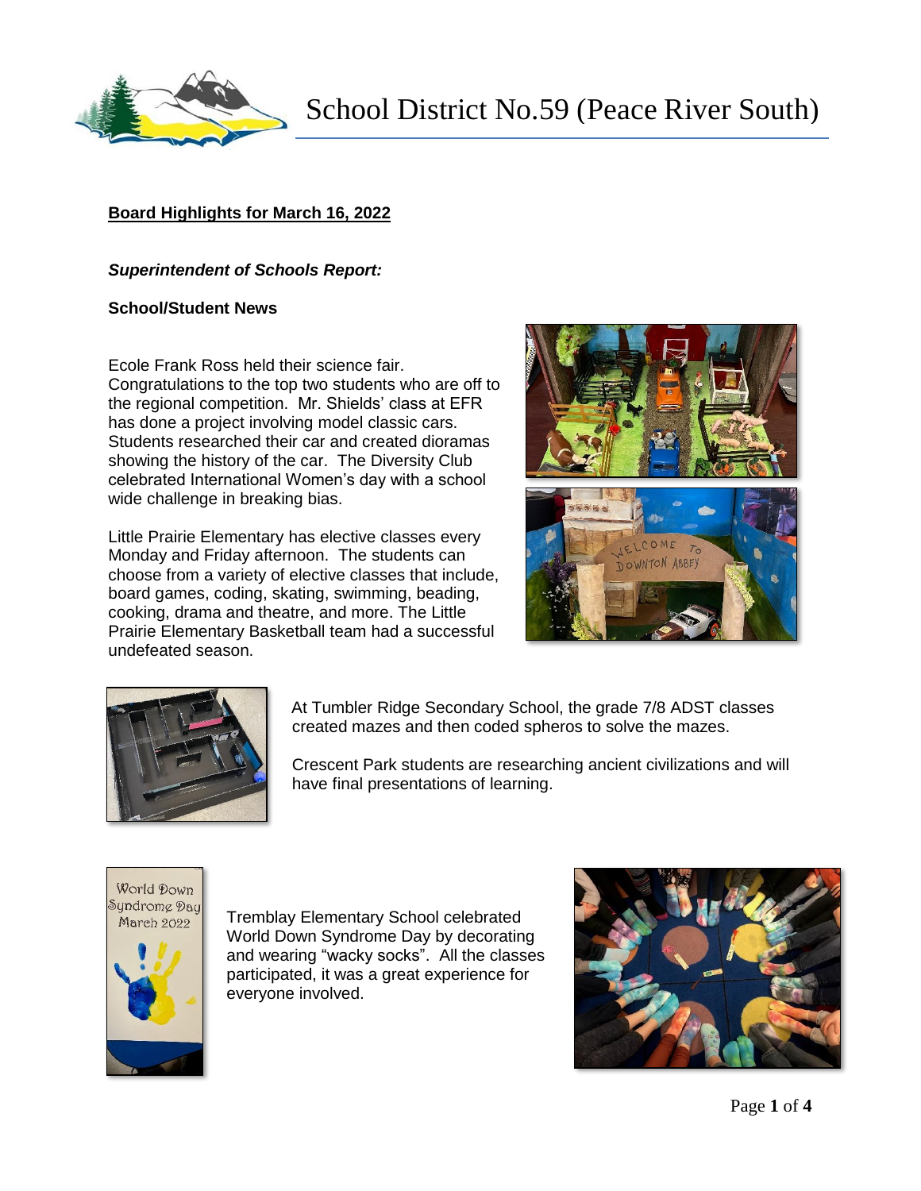# School District No.59 (Peace River South)

## Board Highlights for March 16, 2022

### *Superintendent of Schools Report:*

**School/Student News**

Ecole Frank Ross held their science fair. Congratulations to the top two students who are off to the regional competition. Mr. Shields' class at EFR has done a project involving model classic cars. Students researched their car and created dioramas showing the history of the car. The Diversity Club celebrated International Women's day with a school wide challenge in breaking bias.

Little Prairie Elementary has elective classes every Monday and Friday afternoon. The students can choose from a variety of elective classes that include, board games, coding, skating, swimming, beading, cooking, drama and theatre, and more. The Little Prairie Elementary Basketball team had a successful undefeated season.

At Tumbler Ridge Secondary School, the grade 7/8 ADST classes created mazes and then coded spheros to solve the mazes.

Crescent Park students are researching ancient civilizations and will have final presentations of learning.

Tremblay Elementary School celebrated World Down Syndrome Day by decorating and wearing "wacky socks". All the classes participated, it was a great experience for everyone involved.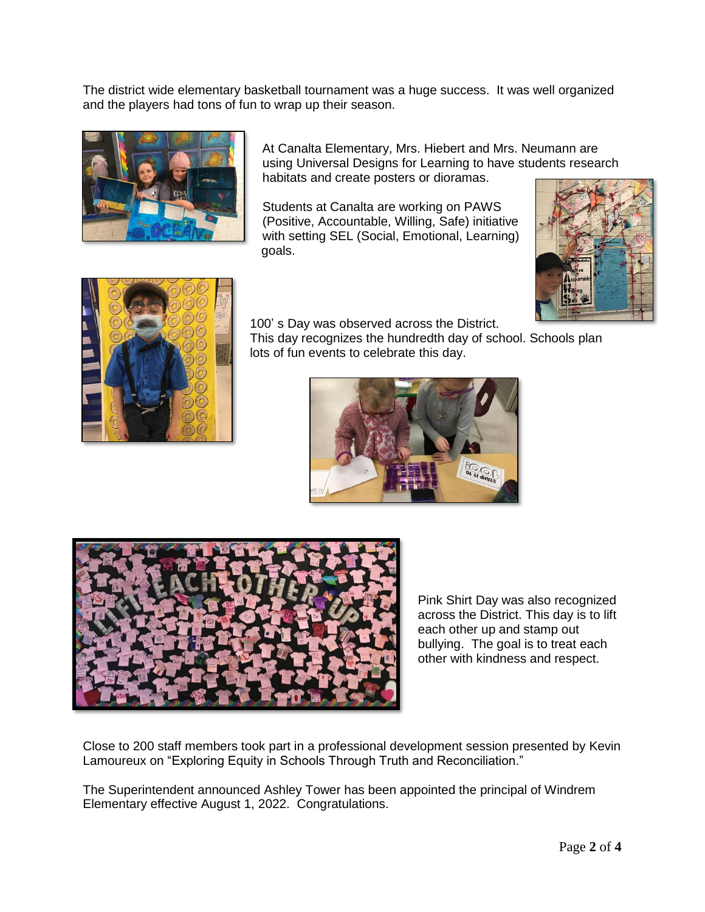The district wide elementary basketball tournament was a huge success. It was well organized and the players had tons of fun to wrap up their season.

At Canalta Elementary, Mrs. Hiebert and Mrs. Neumann are using Universal Designs for Learning to have students research habitats and create posters or dioramas.

Students at Canalta are working on PAWS (Positive, Accountable, Willing, Safe) initiative with setting SEL (Social, Emotional, Learning) goals.

100' s Day was observed across the District. This day recognizes the hundredth day of school. Schools plan lots of fun events to celebrate this day.

Pink Shirt Day was also recognized across the District. This day is to lift each other up and stamp out bullying. The goal is to treat each other with kindness and respect.

Close to 200 staff members took part in a professional development session presented by Kevin Lamoureux on "Exploring Equity in Schools Through Truth and Reconciliation."

The Superintendent announced Ashley Tower has been appointed the principal of Windrem Elementary effective August 1, 2022. Congratulations.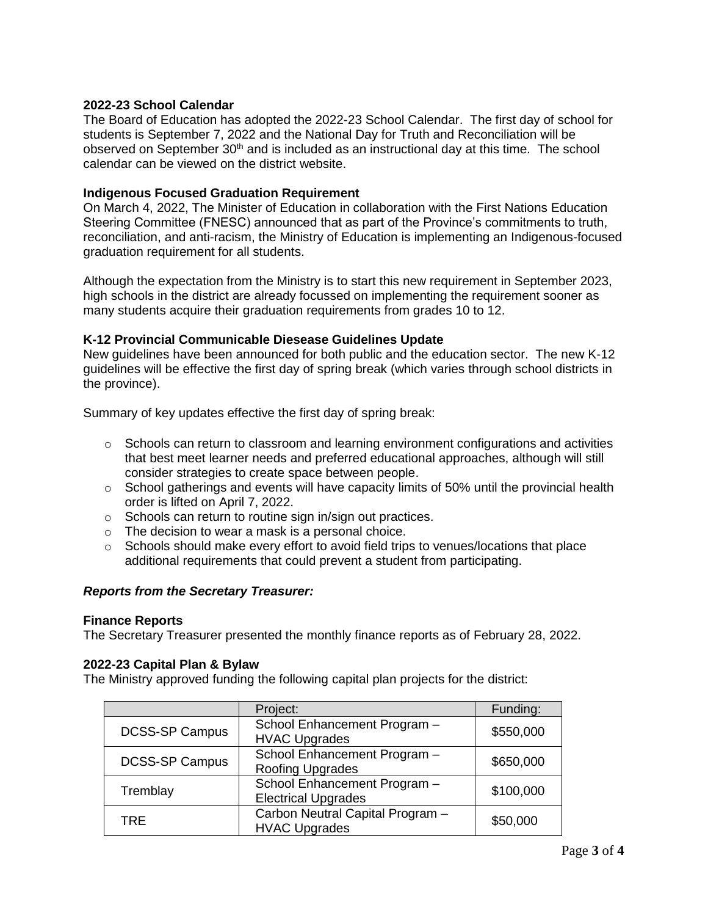### 2022-23 School Calendar

The Board of Education has adopted the 2022-23 School Calendar. The first day of school for students is September 7, 2022 and the National Day for Truth and Reconciliation will be observed on September 30th and is included as an instructional day at this time. The school calendar can be viewed on the district website.

### Indigenous Focused Graduation Requirement

On March 4, 2022, The Minister of Education in collaboration with the First Nations Education Steering Committee (FNESC) announced that as part of the Province's commitments to truth, reconciliation, and anti-racism, the Ministry of Education is implementing an Indigenous-focused graduation requirement for all students.

Although the expectation from the Ministry is to start this new requirement in September 2023, high schools in the district are already focussed on implementing the requirement sooner as many students acquire their graduation requirements from grades 10 to 12.

### K-12 Provincial Communicable Diesease Guidelines Update

New guidelines have been announced for both public and the education sector. The new K-12 guidelines will be effective the first day of spring break (which varies through school districts in the province).

Summary of key updates effective the first day of spring break:

- Schools can return to classroom and learning environment configurations and activities that best meet learner needs and preferred educational approaches, although will still consider strategies to create space between people.
- School gatherings and events will have capacity limits of 50% until the provincial health order is lifted on April 7, 2022.
- Schools can return to routine sign in/sign out practices.
- The decision to wear a mask is a personal choice.
- Schools should make every effort to avoid field trips to venues/locations that place additional requirements that could prevent a student from participating.

## *Reports from the Secretary Treasurer:*

### Finance Reports

The Secretary Treasurer presented the monthly finance reports as of February 28, 2022.

### 2022-23 Capital Plan & Bylaw

The Ministry approved funding the following capital plan projects for the district:

| | Project: | Funding: |
|---|---|---|
| DCSS-SP Campus | School Enhancement Program – HVAC Upgrades | \$550,000 |
| DCSS-SP Campus | School Enhancement Program – Roofing Upgrades | \$650,000 |
| Tremblay | School Enhancement Program – Electrical Upgrades | \$100,000 |
| TRE | Carbon Neutral Capital Program – HVAC Upgrades | \$50,000 |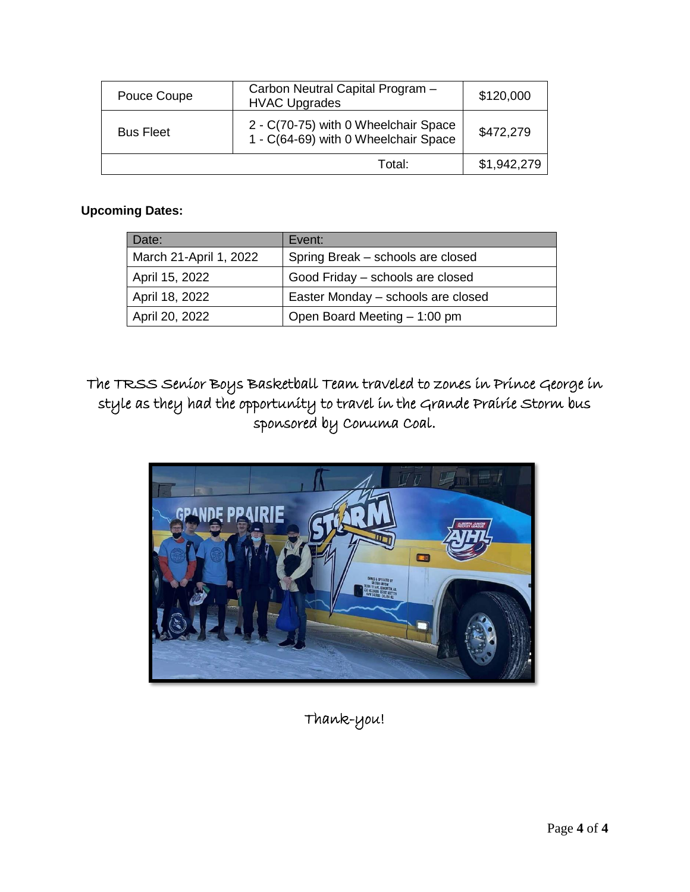| | | |
|---|---|---|
| Pouce Coupe | Carbon Neutral Capital Program – HVAC Upgrades | $120,000 |
| Bus Fleet | 2 - C(70-75) with 0 Wheelchair Space<br>1 - C(64-69) with 0 Wheelchair Space | $472,279 |
| | Total: | $1,942,279 |

**Upcoming Dates:**

| Date: | Event: |
|---|---|
| March 21-April 1, 2022 | Spring Break – schools are closed |
| April 15, 2022 | Good Friday – schools are closed |
| April 18, 2022 | Easter Monday – schools are closed |
| April 20, 2022 | Open Board Meeting – 1:00 pm |

The TRSS Senior Boys Basketball Team traveled to zones in Prince George in style as they had the opportunity to travel in the Grande Prairie Storm bus sponsored by Conuma Coal.

Thank-you!